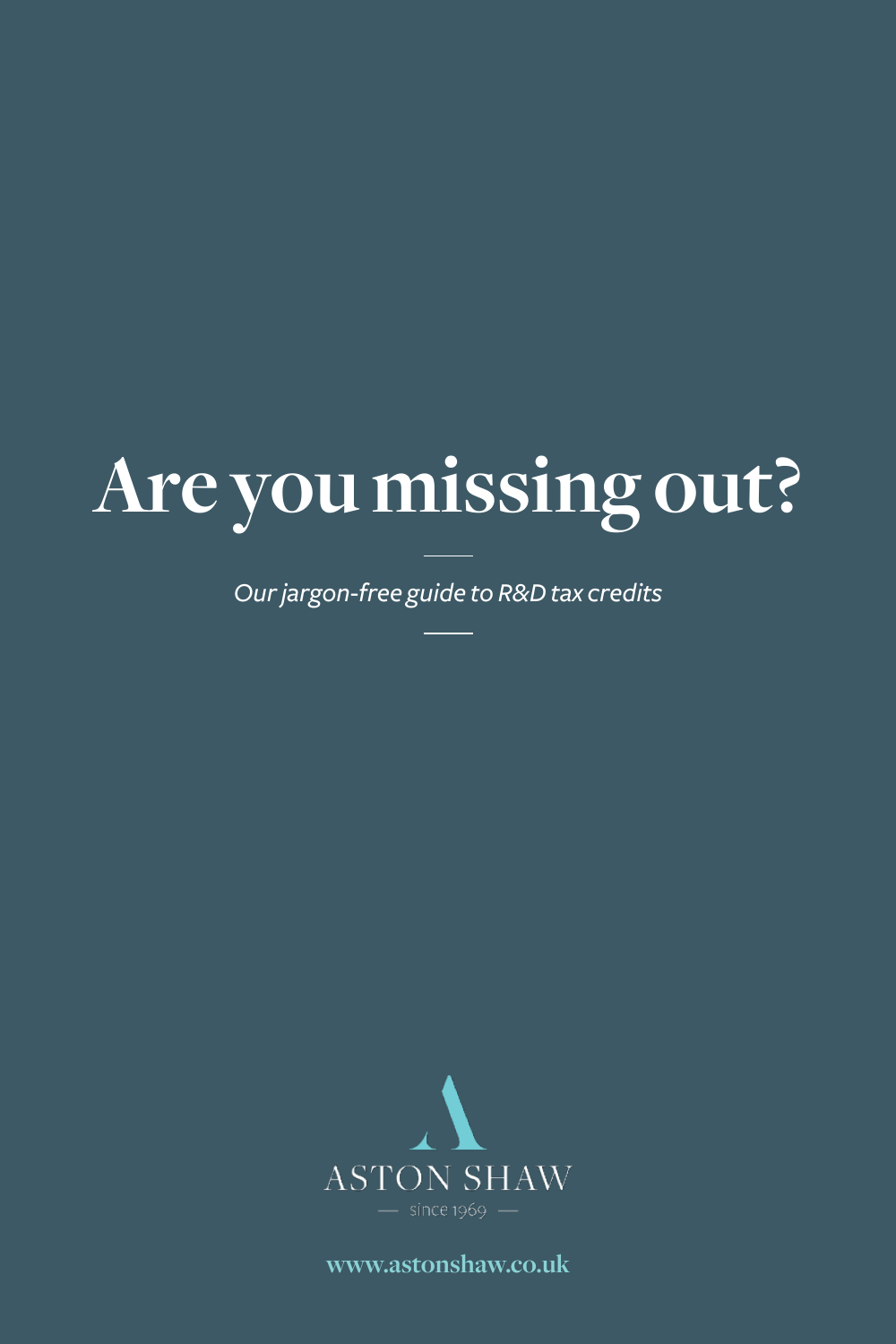# Are you missing out?

*Our jargon-free guide to R&D tax credits*

ASTON SHAW

— since 1969 —

www.astonshaw.co.uk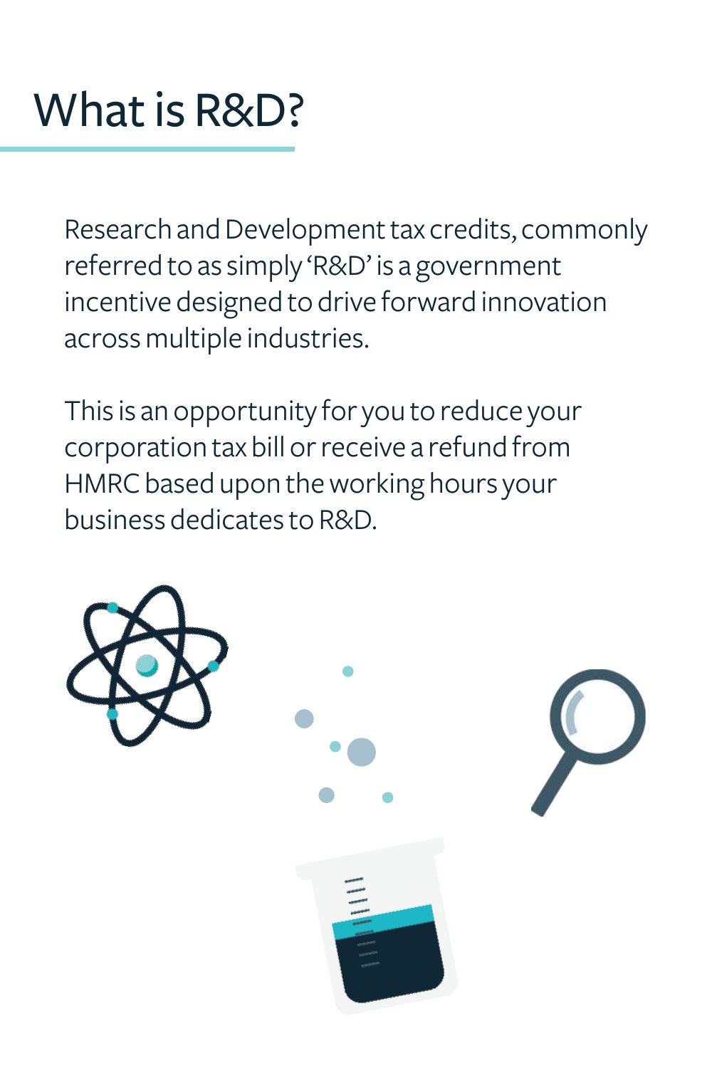# What is R&D?

Research and Development tax credits, commonly referred to as simply 'R&D' is a government incentive designed to drive forward innovation across multiple industries.

This is an opportunity for you to reduce your corporation tax bill or receive a refund from HMRC based upon the working hours your business dedicates to R&D.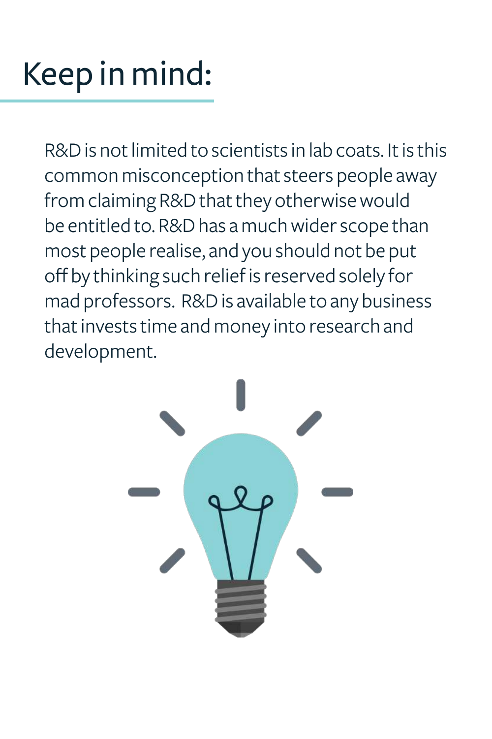# Keep in mind:

R&D is not limited to scientists in lab coats. It is this common misconception that steers people away from claiming R&D that they otherwise would be entitled to. R&D has a much wider scope than most people realise, and you should not be put off by thinking such relief is reserved solely for mad professors.  R&D is available to any business that invests time and money into research and development.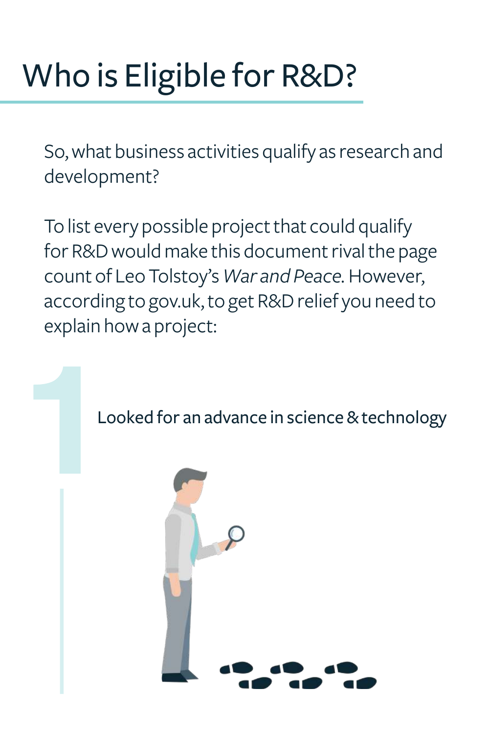# Who is Eligible for R&D?

So, what business activities qualify as research and development?

To list every possible project that could qualify for R&D would make this document rival the page count of Leo Tolstoy's *War and Peace*. However, according to gov.uk, to get R&D relief you need to explain how a project:

1. Looked for an advance in science & technology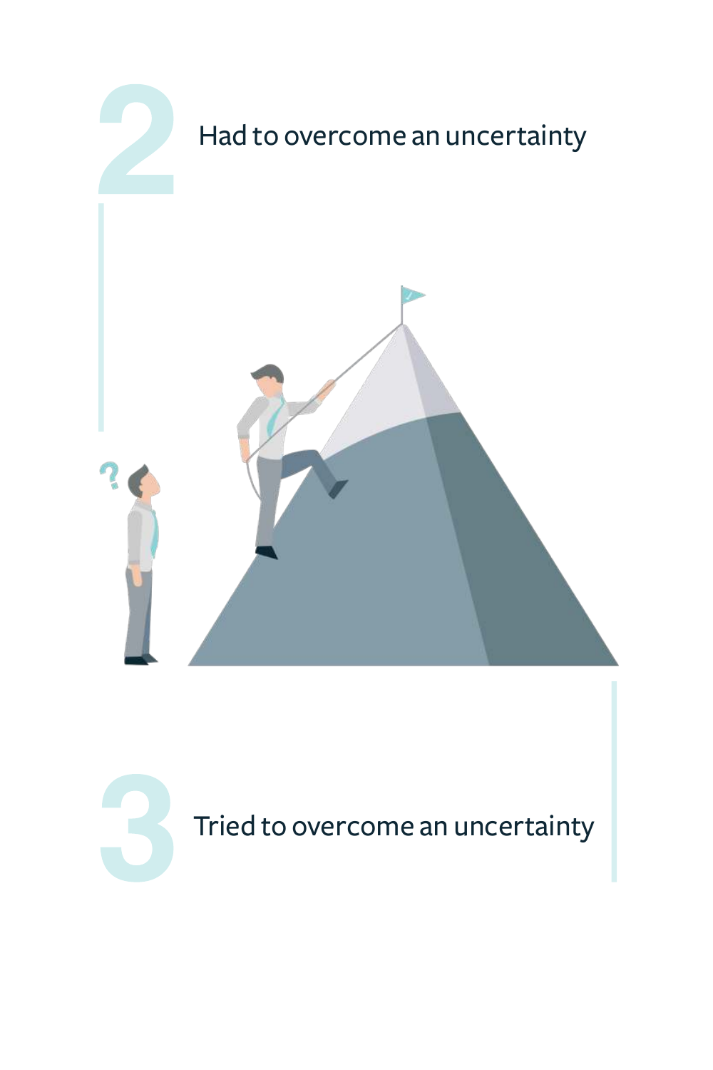## 2 Had to overcome an uncertainty

## 3 Tried to overcome an uncertainty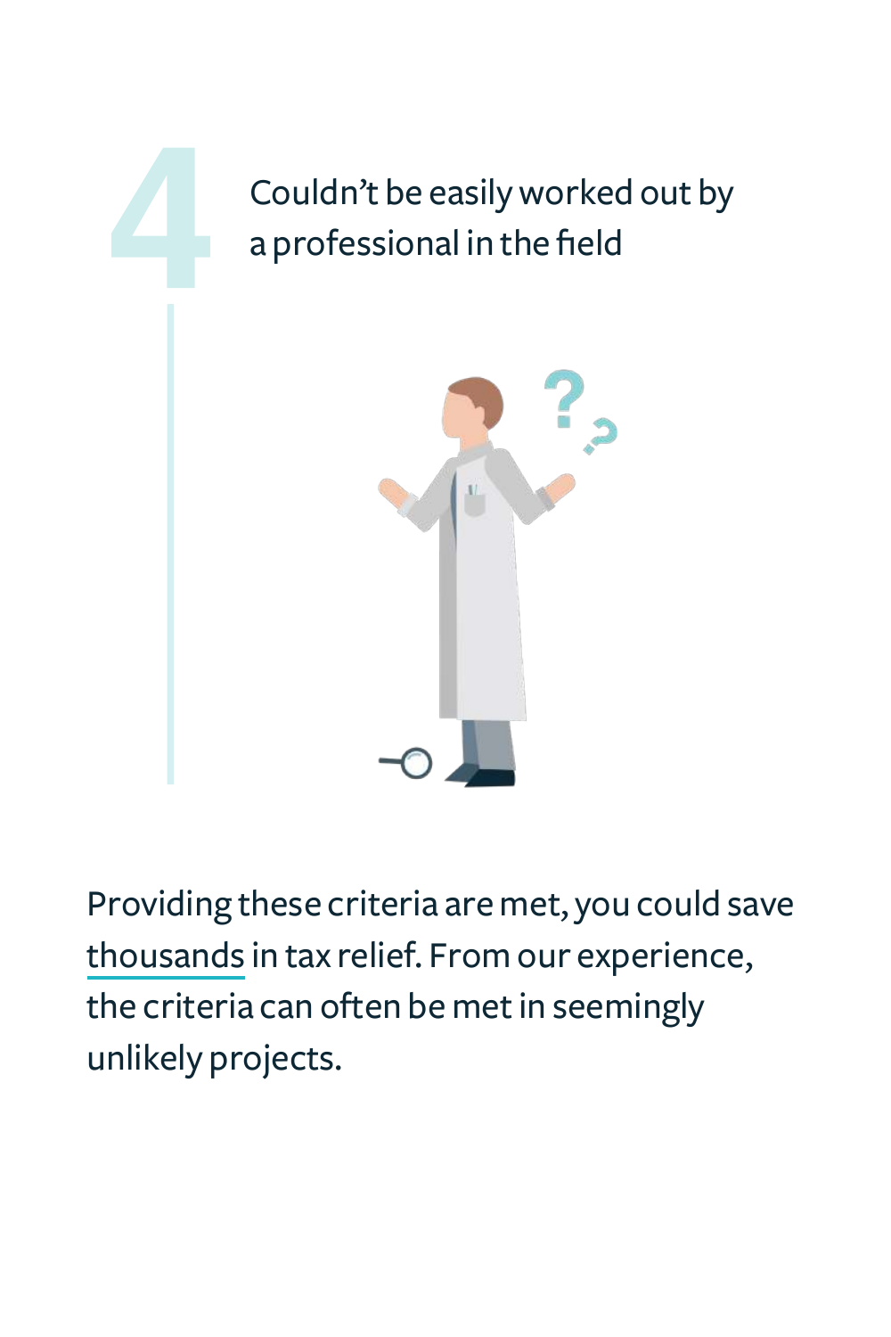## 4 Couldn't be easily worked out by a professional in the field

Providing these criteria are met, you could save thousands in tax relief. From our experience, the criteria can often be met in seemingly unlikely projects.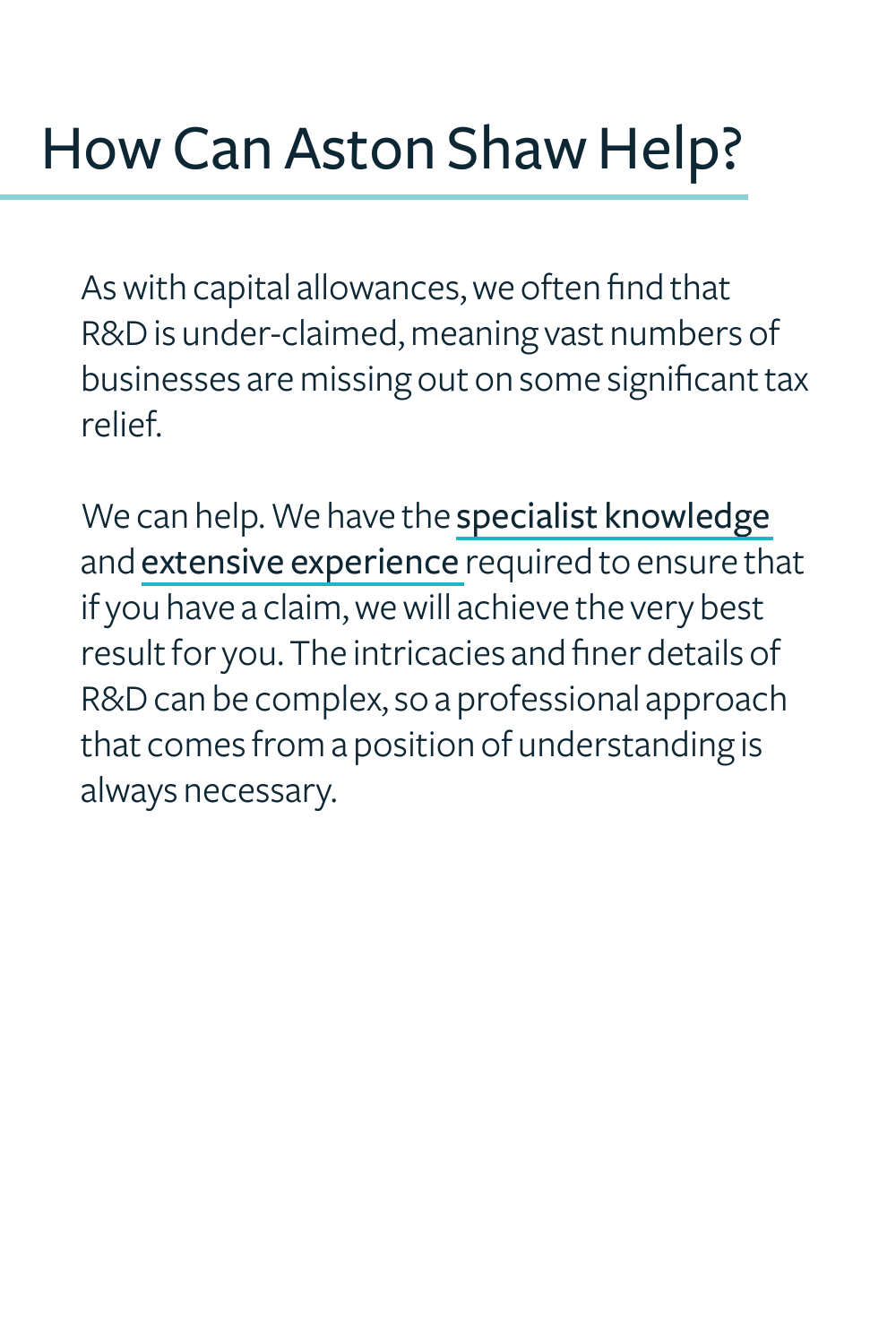# How Can Aston Shaw Help?

As with capital allowances, we often find that R&D is under-claimed, meaning vast numbers of businesses are missing out on some significant tax relief.

We can help. We have the specialist knowledge and extensive experience required to ensure that if you have a claim, we will achieve the very best result for you. The intricacies and finer details of R&D can be complex, so a professional approach that comes from a position of understanding is always necessary.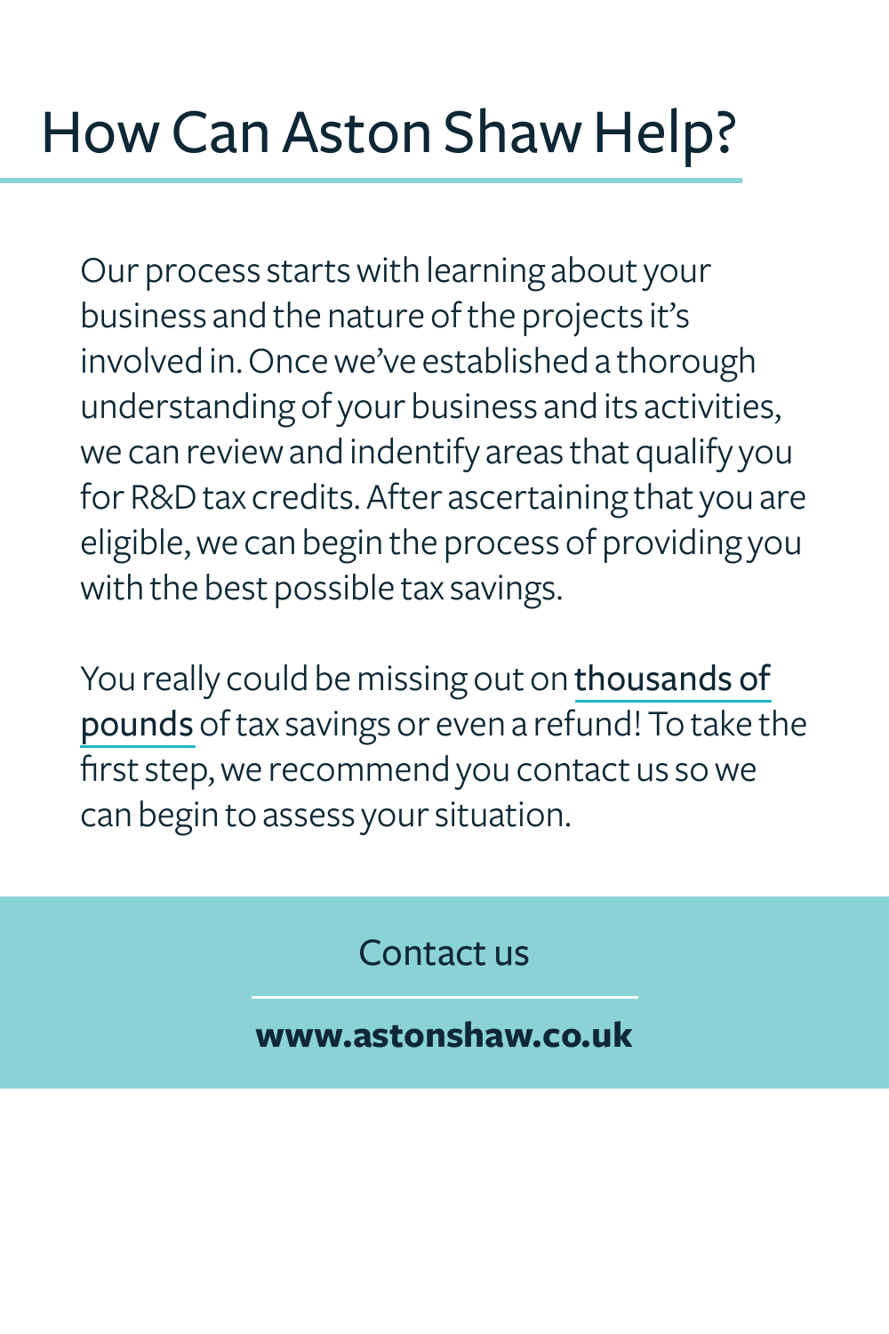# How Can Aston Shaw Help?

Our process starts with learning about your business and the nature of the projects it's involved in. Once we've established a thorough understanding of your business and its activities, we can review and indentify areas that qualify you for R&D tax credits. After ascertaining that you are eligible, we can begin the process of providing you with the best possible tax savings.

You really could be missing out on thousands of pounds of tax savings or even a refund! To take the first step, we recommend you contact us so we can begin to assess your situation.

Contact us

**www.astonshaw.co.uk**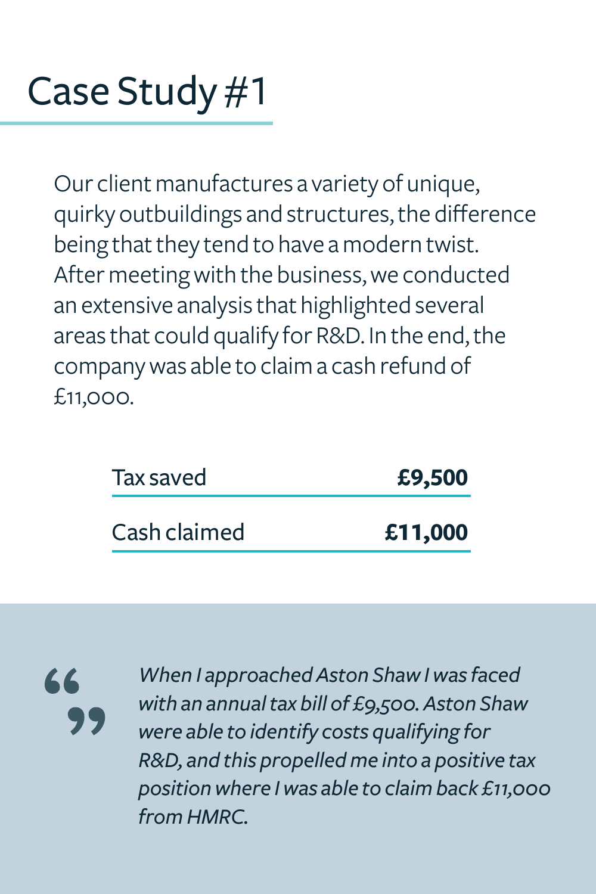# Case Study #1

Our client manufactures a variety of unique, quirky outbuildings and structures, the difference being that they tend to have a modern twist. After meeting with the business, we conducted an extensive analysis that highlighted several areas that could qualify for R&D. In the end, the company was able to claim a cash refund of £11,000.

| Tax saved | **£9,500** |
| --- | --- |
| Cash claimed | **£11,000** |

> *When I approached Aston Shaw I was faced with an annual tax bill of £9,500. Aston Shaw were able to identify costs qualifying for R&D, and this propelled me into a positive tax position where I was able to claim back £11,000 from HMRC.*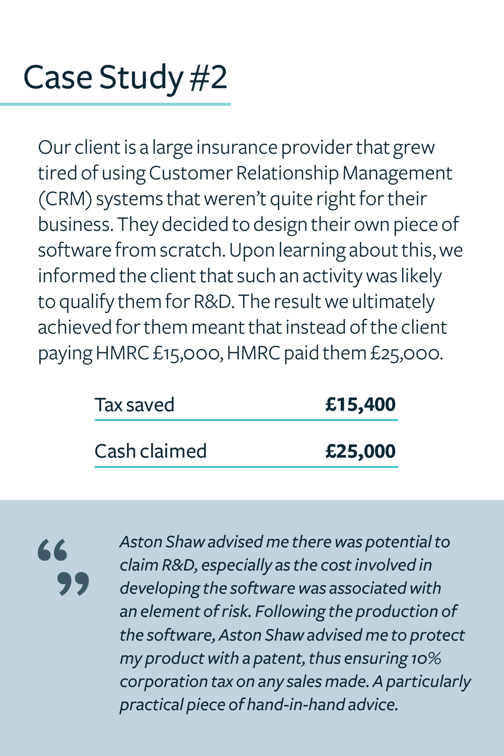# Case Study #2

Our client is a large insurance provider that grew tired of using Customer Relationship Management (CRM) systems that weren't quite right for their business. They decided to design their own piece of software from scratch. Upon learning about this, we informed the client that such an activity was likely to qualify them for R&D. The result we ultimately achieved for them meant that instead of the client paying HMRC £15,000, HMRC paid them £25,000.

| Tax saved | **£15,400** |
|---|---|
| Cash claimed | **£25,000** |

> *Aston Shaw advised me there was potential to claim R&D, especially as the cost involved in developing the software was associated with an element of risk. Following the production of the software, Aston Shaw advised me to protect my product with a patent, thus ensuring 10% corporation tax on any sales made. A particularly practical piece of hand-in-hand advice.*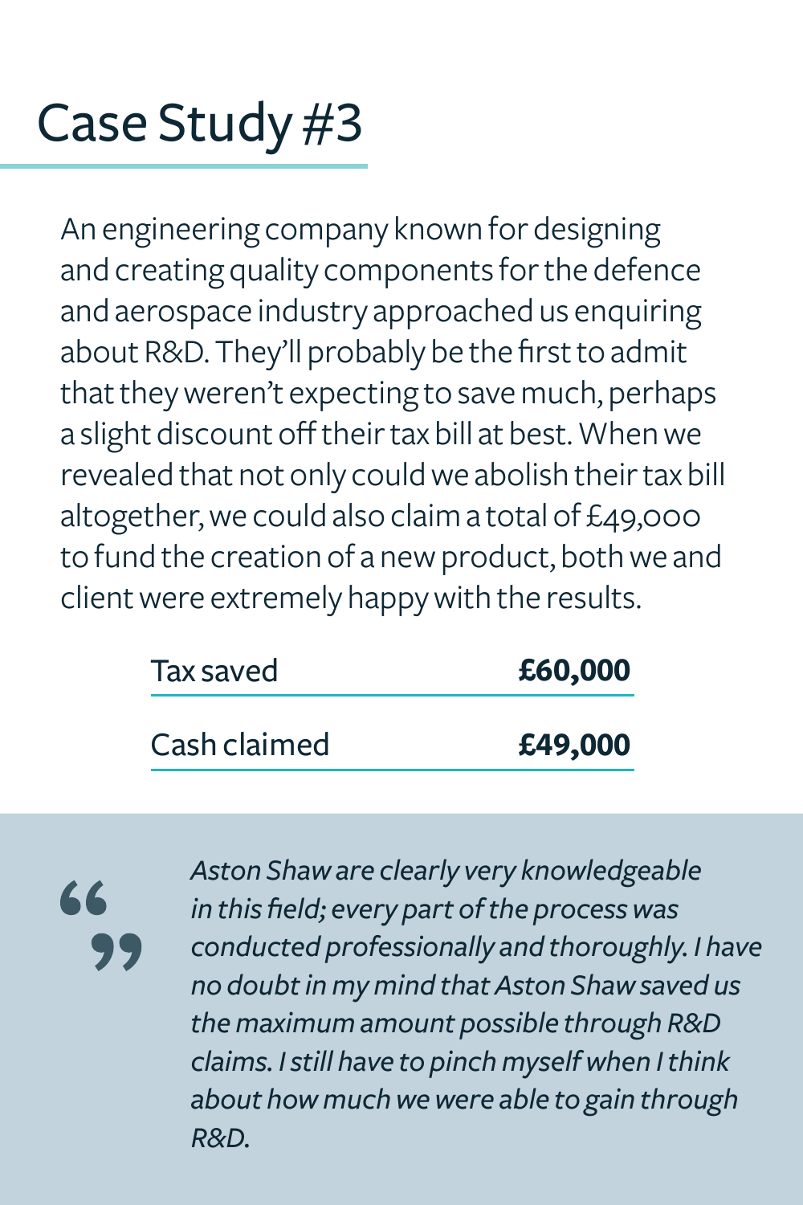# Case Study #3

An engineering company known for designing and creating quality components for the defence and aerospace industry approached us enquiring about R&D. They'll probably be the first to admit that they weren't expecting to save much, perhaps a slight discount off their tax bill at best. When we revealed that not only could we abolish their tax bill altogether, we could also claim a total of £49,000 to fund the creation of a new product, both we and client were extremely happy with the results.

| | |
|---|---|
| Tax saved | **£60,000** |
| Cash claimed | **£49,000** |

> *Aston Shaw are clearly very knowledgeable in this field; every part of the process was conducted professionally and thoroughly. I have no doubt in my mind that Aston Shaw saved us the maximum amount possible through R&D claims. I still have to pinch myself when I think about how much we were able to gain through R&D.*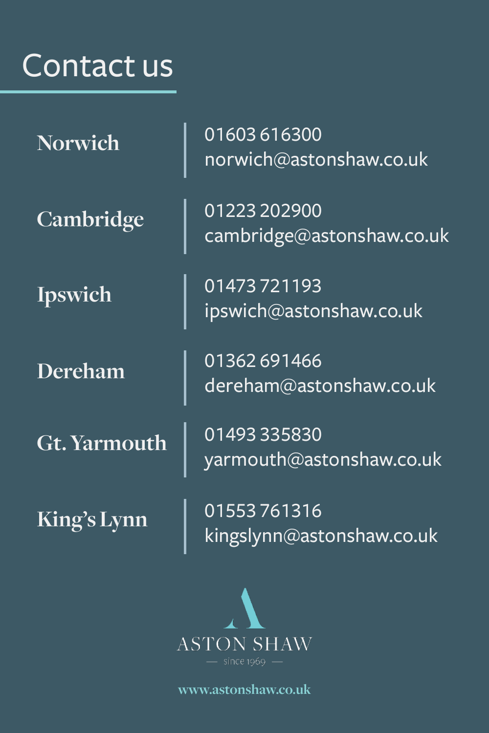# Contact us

| | |
|---|---|
| **Norwich** | 01603 616300<br>norwich@astonshaw.co.uk |
| **Cambridge** | 01223 202900<br>cambridge@astonshaw.co.uk |
| **Ipswich** | 01473 721193<br>ipswich@astonshaw.co.uk |
| **Dereham** | 01362 691466<br>dereham@astonshaw.co.uk |
| **Gt. Yarmouth** | 01493 335830<br>yarmouth@astonshaw.co.uk |
| **King's Lynn** | 01553 761316<br>kingslynn@astonshaw.co.uk |

ASTON SHAW

— since 1969 —

www.astonshaw.co.uk